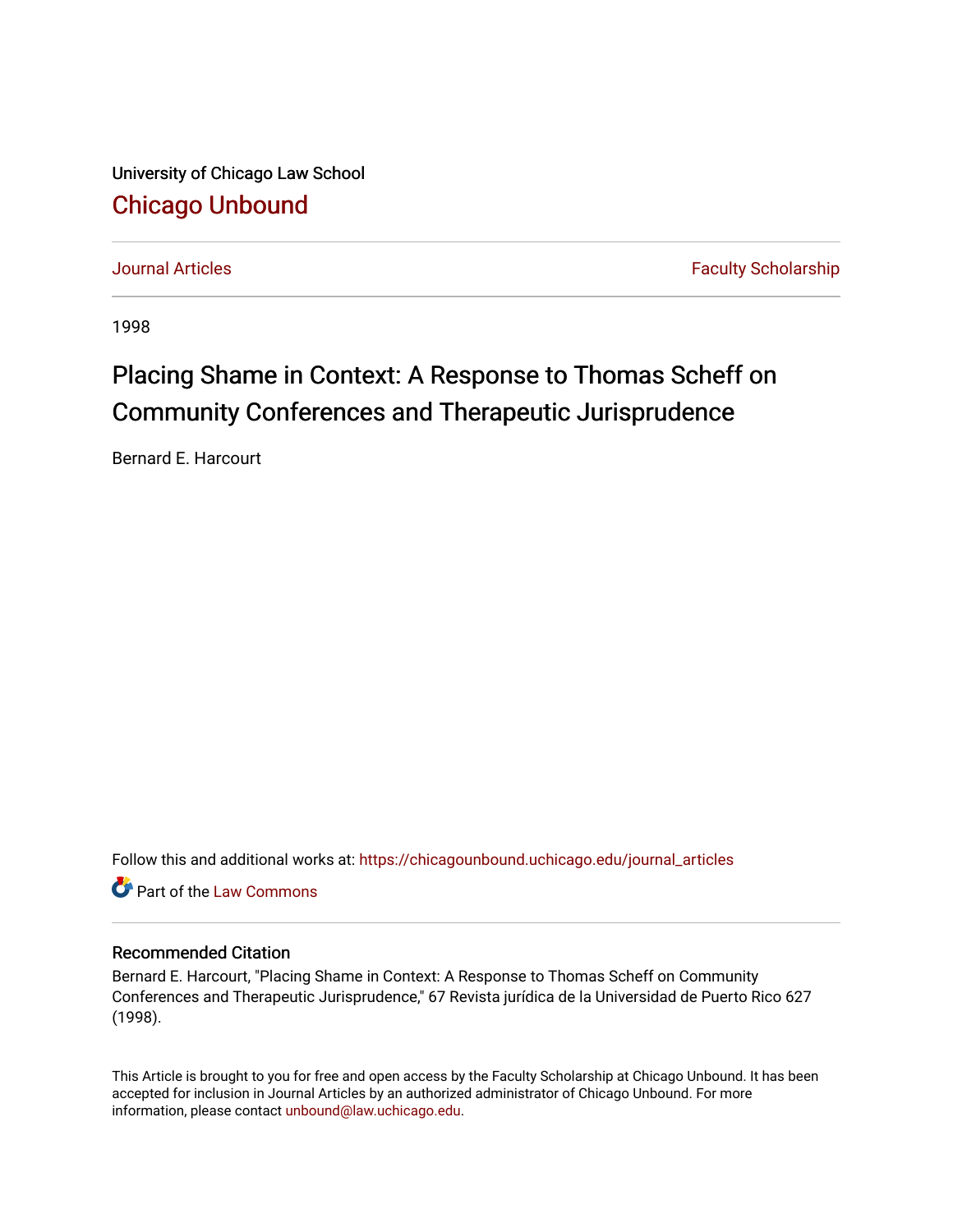University of Chicago Law School

## Chicago Unbound

Journal Articles | Faculty Scholarship

1998

# Placing Shame in Context: A Response to Thomas Scheff on Community Conferences and Therapeutic Jurisprudence

Bernard E. Harcourt

Follow this and additional works at: https://chicagounbound.uchicago.edu/journal_articles

Part of the Law Commons

### Recommended Citation

Bernard E. Harcourt, "Placing Shame in Context: A Response to Thomas Scheff on Community Conferences and Therapeutic Jurisprudence," 67 Revista jurídica de la Universidad de Puerto Rico 627 (1998).

This Article is brought to you for free and open access by the Faculty Scholarship at Chicago Unbound. It has been accepted for inclusion in Journal Articles by an authorized administrator of Chicago Unbound. For more information, please contact unbound@law.uchicago.edu.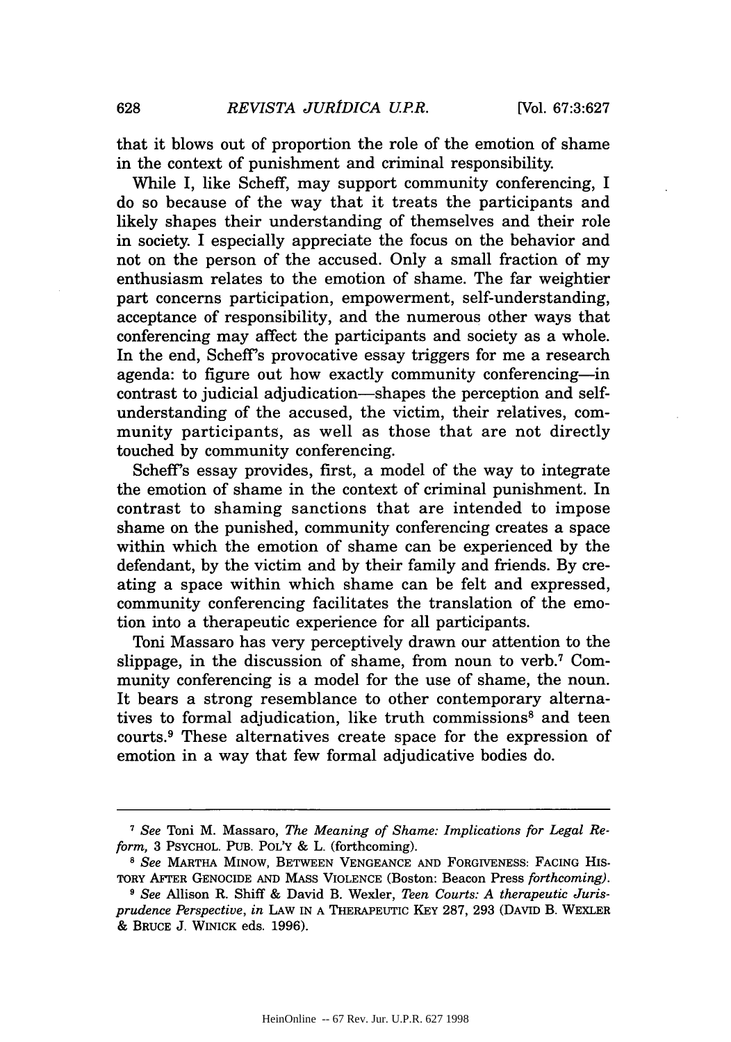that it blows out of proportion the role of the emotion of shame in the context of punishment and criminal responsibility.

While I, like Scheff, may support community conferencing, I do so because of the way that it treats the participants and likely shapes their understanding of themselves and their role in society. I especially appreciate the focus on the behavior and not on the person of the accused. Only a small fraction of my enthusiasm relates to the emotion of shame. The far weightier part concerns participation, empowerment, self-understanding, acceptance of responsibility, and the numerous other ways that conferencing may affect the participants and society as a whole. In the end, Scheff's provocative essay triggers for me a research agenda: to figure out how exactly community conferencing—in contrast to judicial adjudication—shapes the perception and self-understanding of the accused, the victim, their relatives, community participants, as well as those that are not directly touched by community conferencing.

Scheff's essay provides, first, a model of the way to integrate the emotion of shame in the context of criminal punishment. In contrast to shaming sanctions that are intended to impose shame on the punished, community conferencing creates a space within which the emotion of shame can be experienced by the defendant, by the victim and by their family and friends. By creating a space within which shame can be felt and expressed, community conferencing facilitates the translation of the emotion into a therapeutic experience for all participants.

Toni Massaro has very perceptively drawn our attention to the slippage, in the discussion of shame, from noun to verb.[7] Community conferencing is a model for the use of shame, the noun. It bears a strong resemblance to other contemporary alternatives to formal adjudication, like truth commissions[8] and teen courts.[9] These alternatives create space for the expression of emotion in a way that few formal adjudicative bodies do.

---

[7] *See* Toni M. Massaro, *The Meaning of Shame: Implications for Legal Reform*, 3 PSYCHOL. PUB. POL'Y & L. (forthcoming).

[8] *See* MARTHA MINOW, BETWEEN VENGEANCE AND FORGIVENESS: FACING HISTORY AFTER GENOCIDE AND MASS VIOLENCE (Boston: Beacon Press *forthcoming*).

[9] *See* Allison R. Shiff & David B. Wexler, *Teen Courts: A therapeutic Jurisprudence Perspective*, *in* LAW IN A THERAPEUTIC KEY 287, 293 (DAVID B. WEXLER & BRUCE J. WINICK eds. 1996).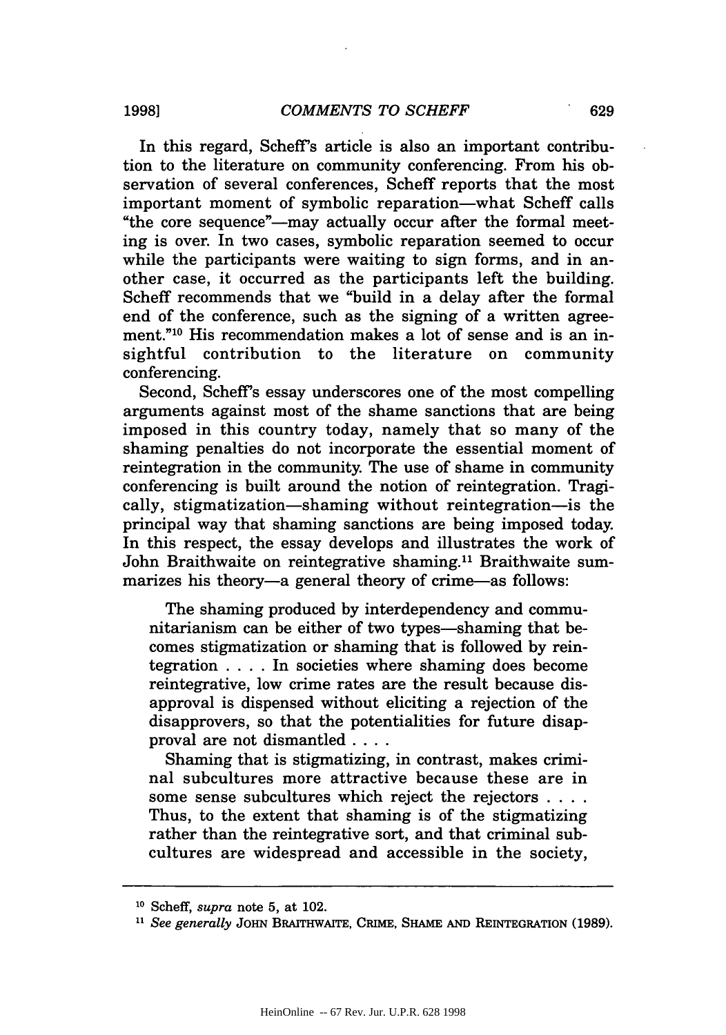In this regard, Scheff's article is also an important contribution to the literature on community conferencing. From his observation of several conferences, Scheff reports that the most important moment of symbolic reparation—what Scheff calls "the core sequence"—may actually occur after the formal meeting is over. In two cases, symbolic reparation seemed to occur while the participants were waiting to sign forms, and in another case, it occurred as the participants left the building. Scheff recommends that we "build in a delay after the formal end of the conference, such as the signing of a written agreement."[10] His recommendation makes a lot of sense and is an insightful contribution to the literature on community conferencing.

Second, Scheff's essay underscores one of the most compelling arguments against most of the shame sanctions that are being imposed in this country today, namely that so many of the shaming penalties do not incorporate the essential moment of reintegration in the community. The use of shame in community conferencing is built around the notion of reintegration. Tragically, stigmatization—shaming without reintegration—is the principal way that shaming sanctions are being imposed today. In this respect, the essay develops and illustrates the work of John Braithwaite on reintegrative shaming.[11] Braithwaite summarizes his theory—a general theory of crime—as follows:

> The shaming produced by interdependency and communitarianism can be either of two types—shaming that becomes stigmatization or shaming that is followed by reintegration . . . . In societies where shaming does become reintegrative, low crime rates are the result because disapproval is dispensed without eliciting a rejection of the disapprovers, so that the potentialities for future disapproval are not dismantled . . . .
>
> Shaming that is stigmatizing, in contrast, makes criminal subcultures more attractive because these are in some sense subcultures which reject the rejectors . . . . Thus, to the extent that shaming is of the stigmatizing rather than the reintegrative sort, and that criminal subcultures are widespread and accessible in the society,

---

[10] Scheff, *supra* note 5, at 102.

[11] *See generally* JOHN BRAITHWAITE, CRIME, SHAME AND REINTEGRATION (1989).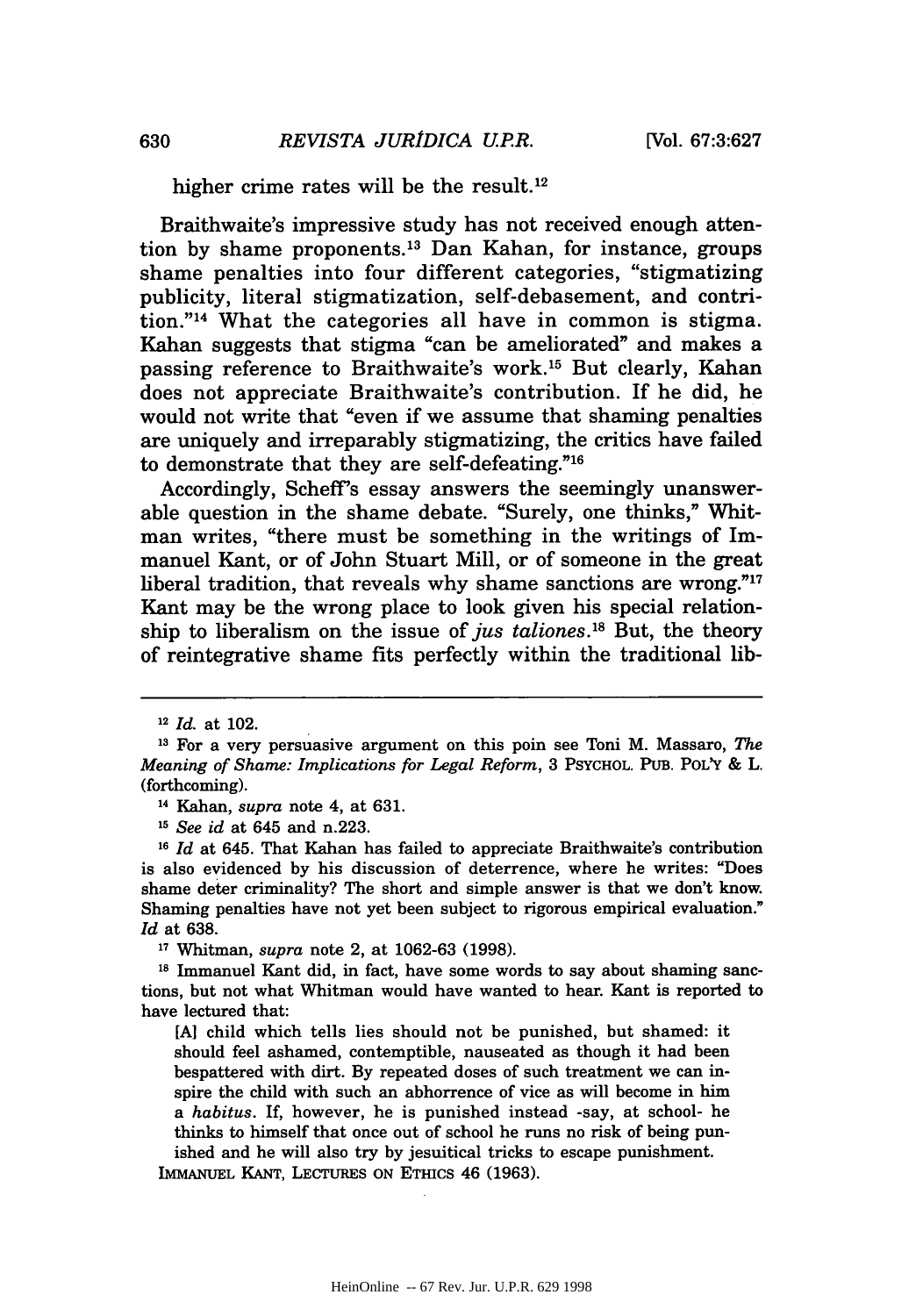higher crime rates will be the result.[12]

Braithwaite's impressive study has not received enough attention by shame proponents.[13] Dan Kahan, for instance, groups shame penalties into four different categories, "stigmatizing publicity, literal stigmatization, self-debasement, and contrition."[14] What the categories all have in common is stigma. Kahan suggests that stigma "can be ameliorated" and makes a passing reference to Braithwaite's work.[15] But clearly, Kahan does not appreciate Braithwaite's contribution. If he did, he would not write that "even if we assume that shaming penalties are uniquely and irreparably stigmatizing, the critics have failed to demonstrate that they are self-defeating."[16]

Accordingly, Scheff's essay answers the seemingly unanswerable question in the shame debate. "Surely, one thinks," Whitman writes, "there must be something in the writings of Immanuel Kant, or of John Stuart Mill, or of someone in the great liberal tradition, that reveals why shame sanctions are wrong."[17] Kant may be the wrong place to look given his special relationship to liberalism on the issue of *jus taliones*.[18] But, the theory of reintegrative shame fits perfectly within the traditional lib-

---

[12] *Id.* at 102.

[13] For a very persuasive argument on this poin see Toni M. Massaro, *The Meaning of Shame: Implications for Legal Reform*, 3 PSYCHOL. PUB. POL'Y & L. (forthcoming).

[14] Kahan, *supra* note 4, at 631.

[15] *See id* at 645 and n.223.

[16] *Id* at 645. That Kahan has failed to appreciate Braithwaite's contribution is also evidenced by his discussion of deterrence, where he writes: "Does shame deter criminality? The short and simple answer is that we don't know. Shaming penalties have not yet been subject to rigorous empirical evaluation." *Id* at 638.

[17] Whitman, *supra* note 2, at 1062-63 (1998).

[18] Immanuel Kant did, in fact, have some words to say about shaming sanctions, but not what Whitman would have wanted to hear. Kant is reported to have lectured that:

> [A] child which tells lies should not be punished, but shamed: it should feel ashamed, contemptible, nauseated as though it had been bespattered with dirt. By repeated doses of such treatment we can inspire the child with such an abhorrence of vice as will become in him a *habitus*. If, however, he is punished instead -say, at school- he thinks to himself that once out of school he runs no risk of being punished and he will also try by jesuitical tricks to escape punishment.

IMMANUEL KANT, LECTURES ON ETHICS 46 (1963).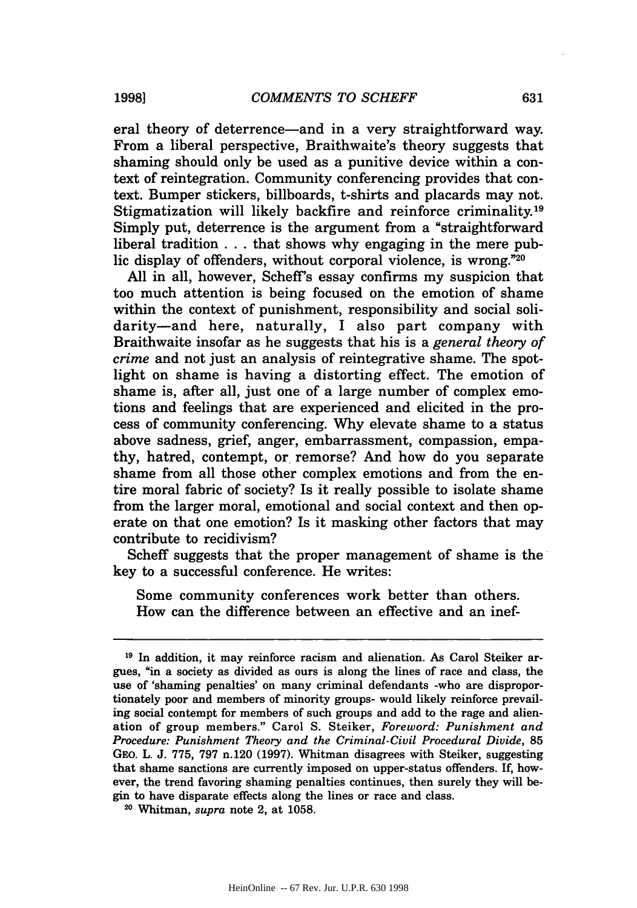eral theory of deterrence—and in a very straightforward way. From a liberal perspective, Braithwaite's theory suggests that shaming should only be used as a punitive device within a context of reintegration. Community conferencing provides that context. Bumper stickers, billboards, t-shirts and placards may not. Stigmatization will likely backfire and reinforce criminality.[19] Simply put, deterrence is the argument from a "straightforward liberal tradition . . . that shows why engaging in the mere public display of offenders, without corporal violence, is wrong."[20]

All in all, however, Scheff's essay confirms my suspicion that too much attention is being focused on the emotion of shame within the context of punishment, responsibility and social solidarity—and here, naturally, I also part company with Braithwaite insofar as he suggests that his is a *general theory of crime* and not just an analysis of reintegrative shame. The spotlight on shame is having a distorting effect. The emotion of shame is, after all, just one of a large number of complex emotions and feelings that are experienced and elicited in the process of community conferencing. Why elevate shame to a status above sadness, grief, anger, embarrassment, compassion, empathy, hatred, contempt, or remorse? And how do you separate shame from all those other complex emotions and from the entire moral fabric of society? Is it really possible to isolate shame from the larger moral, emotional and social context and then operate on that one emotion? Is it masking other factors that may contribute to recidivism?

Scheff suggests that the proper management of shame is the key to a successful conference. He writes:

> Some community conferences work better than others. How can the difference between an effective and an inef-

---

[19] In addition, it may reinforce racism and alienation. As Carol Steiker argues, "in a society as divided as ours is along the lines of race and class, the use of 'shaming penalties' on many criminal defendants -who are disproportionately poor and members of minority groups- would likely reinforce prevailing social contempt for members of such groups and add to the rage and alienation of group members." Carol S. Steiker, *Foreword: Punishment and Procedure: Punishment Theory and the Criminal-Civil Procedural Divide*, 85 GEO. L. J. 775, 797 n.120 (1997). Whitman disagrees with Steiker, suggesting that shame sanctions are currently imposed on upper-status offenders. If, however, the trend favoring shaming penalties continues, then surely they will begin to have disparate effects along the lines or race and class.

[20] Whitman, *supra* note 2, at 1058.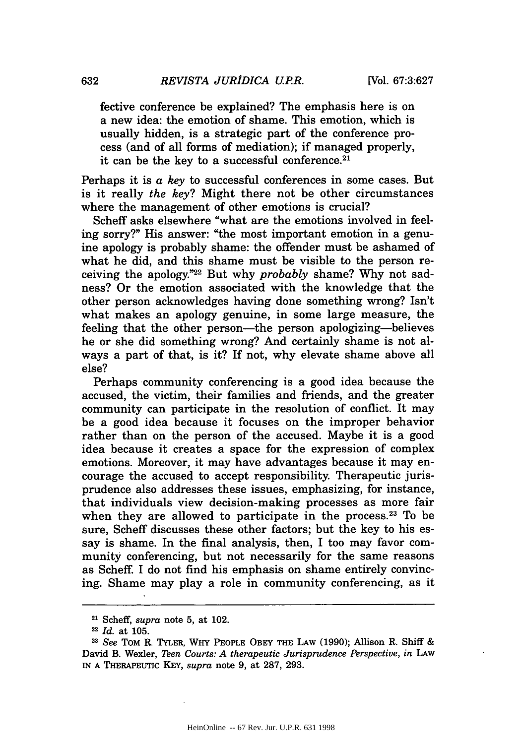fective conference be explained? The emphasis here is on a new idea: the emotion of shame. This emotion, which is usually hidden, is a strategic part of the conference process (and of all forms of mediation); if managed properly, it can be the key to a successful conference.[21]

Perhaps it is *a key* to successful conferences in some cases. But is it really *the key*? Might there not be other circumstances where the management of other emotions is crucial?

Scheff asks elsewhere "what are the emotions involved in feeling sorry?" His answer: "the most important emotion in a genuine apology is probably shame: the offender must be ashamed of what he did, and this shame must be visible to the person receiving the apology."[22] But why *probably* shame? Why not sadness? Or the emotion associated with the knowledge that the other person acknowledges having done something wrong? Isn't what makes an apology genuine, in some large measure, the feeling that the other person—the person apologizing—believes he or she did something wrong? And certainly shame is not always a part of that, is it? If not, why elevate shame above all else?

Perhaps community conferencing is a good idea because the accused, the victim, their families and friends, and the greater community can participate in the resolution of conflict. It may be a good idea because it focuses on the improper behavior rather than on the person of the accused. Maybe it is a good idea because it creates a space for the expression of complex emotions. Moreover, it may have advantages because it may encourage the accused to accept responsibility. Therapeutic jurisprudence also addresses these issues, emphasizing, for instance, that individuals view decision-making processes as more fair when they are allowed to participate in the process.[23] To be sure, Scheff discusses these other factors; but the key to his essay is shame. In the final analysis, then, I too may favor community conferencing, but not necessarily for the same reasons as Scheff. I do not find his emphasis on shame entirely convincing. Shame may play a role in community conferencing, as it

---

[21] Scheff, *supra* note 5, at 102.

[22] *Id.* at 105.

[23] *See* TOM R. TYLER, WHY PEOPLE OBEY THE LAW (1990); Allison R. Shiff & David B. Wexler, *Teen Courts: A therapeutic Jurisprudence Perspective*, *in* LAW IN A THERAPEUTIC KEY, *supra* note 9, at 287, 293.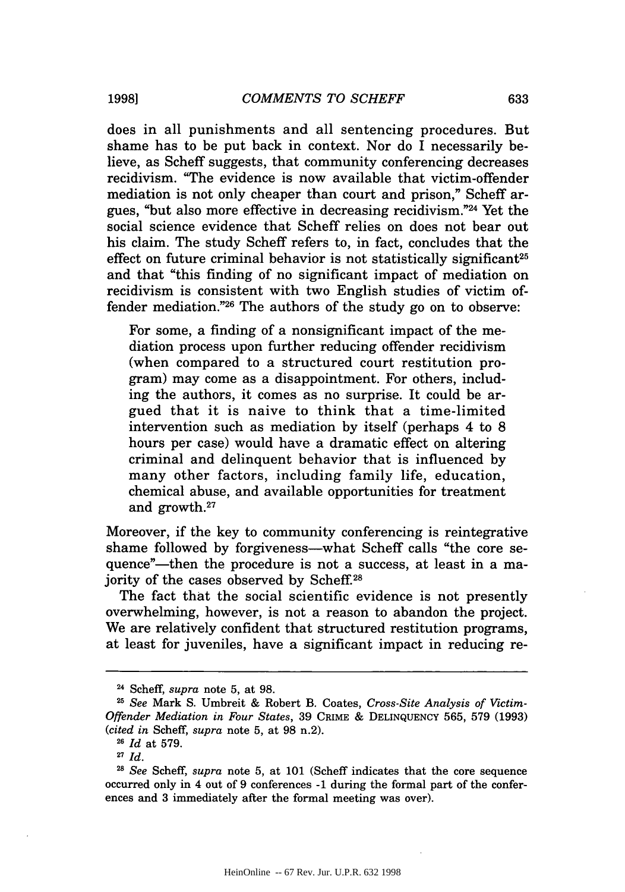does in all punishments and all sentencing procedures. But shame has to be put back in context. Nor do I necessarily believe, as Scheff suggests, that community conferencing decreases recidivism. "The evidence is now available that victim-offender mediation is not only cheaper than court and prison," Scheff argues, "but also more effective in decreasing recidivism."[24] Yet the social science evidence that Scheff relies on does not bear out his claim. The study Scheff refers to, in fact, concludes that the effect on future criminal behavior is not statistically significant[25] and that "this finding of no significant impact of mediation on recidivism is consistent with two English studies of victim offender mediation."[26] The authors of the study go on to observe:

> For some, a finding of a nonsignificant impact of the mediation process upon further reducing offender recidivism (when compared to a structured court restitution program) may come as a disappointment. For others, including the authors, it comes as no surprise. It could be argued that it is naive to think that a time-limited intervention such as mediation by itself (perhaps 4 to 8 hours per case) would have a dramatic effect on altering criminal and delinquent behavior that is influenced by many other factors, including family life, education, chemical abuse, and available opportunities for treatment and growth.[27]

Moreover, if the key to community conferencing is reintegrative shame followed by forgiveness—what Scheff calls "the core sequence"—then the procedure is not a success, at least in a majority of the cases observed by Scheff.[28]

The fact that the social scientific evidence is not presently overwhelming, however, is not a reason to abandon the project. We are relatively confident that structured restitution programs, at least for juveniles, have a significant impact in reducing re-

---

[24] Scheff, *supra* note 5, at 98.

[25] *See* Mark S. Umbreit & Robert B. Coates, *Cross-Site Analysis of Victim-Offender Mediation in Four States*, 39 CRIME & DELINQUENCY 565, 579 (1993) (*cited in* Scheff, *supra* note 5, at 98 n.2).

[26] *Id* at 579.

[27] *Id.*

[28] *See* Scheff, *supra* note 5, at 101 (Scheff indicates that the core sequence occurred only in 4 out of 9 conferences -1 during the formal part of the conferences and 3 immediately after the formal meeting was over).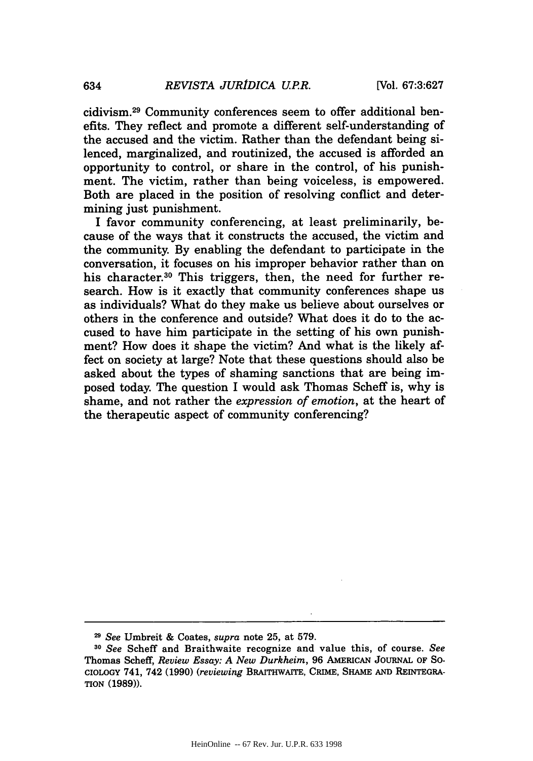cidivism.[29] Community conferences seem to offer additional benefits. They reflect and promote a different self-understanding of the accused and the victim. Rather than the defendant being silenced, marginalized, and routinized, the accused is afforded an opportunity to control, or share in the control, of his punishment. The victim, rather than being voiceless, is empowered. Both are placed in the position of resolving conflict and determining just punishment.

I favor community conferencing, at least preliminarily, because of the ways that it constructs the accused, the victim and the community. By enabling the defendant to participate in the conversation, it focuses on his improper behavior rather than on his character.[30] This triggers, then, the need for further research. How is it exactly that community conferences shape us as individuals? What do they make us believe about ourselves or others in the conference and outside? What does it do to the accused to have him participate in the setting of his own punishment? How does it shape the victim? And what is the likely affect on society at large? Note that these questions should also be asked about the types of shaming sanctions that are being imposed today. The question I would ask Thomas Scheff is, why is shame, and not rather the *expression of emotion*, at the heart of the therapeutic aspect of community conferencing?

---

[29] *See* Umbreit & Coates, *supra* note 25, at 579.

[30] *See* Scheff and Braithwaite recognize and value this, of course. *See* Thomas Scheff, *Review Essay: A New Durkheim*, 96 AMERICAN JOURNAL OF SOCIOLOGY 741, 742 (1990) (*reviewing* BRAITHWAITE, CRIME, SHAME AND REINTEGRATION (1989)).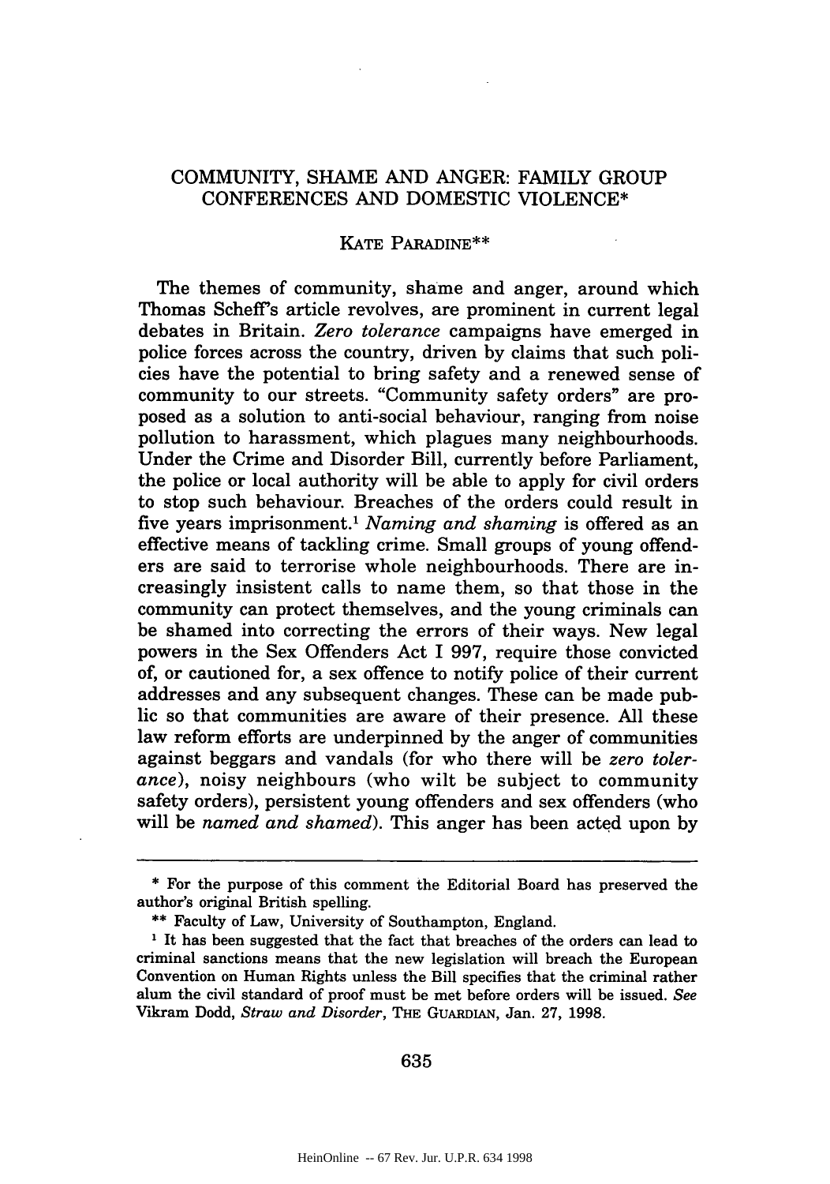# COMMUNITY, SHAME AND ANGER: FAMILY GROUP CONFERENCES AND DOMESTIC VIOLENCE*

KATE PARADINE**

The themes of community, shame and anger, around which Thomas Scheff's article revolves, are prominent in current legal debates in Britain. *Zero tolerance* campaigns have emerged in police forces across the country, driven by claims that such policies have the potential to bring safety and a renewed sense of community to our streets. "Community safety orders" are proposed as a solution to anti-social behaviour, ranging from noise pollution to harassment, which plagues many neighbourhoods. Under the Crime and Disorder Bill, currently before Parliament, the police or local authority will be able to apply for civil orders to stop such behaviour. Breaches of the orders could result in five years imprisonment.[1] *Naming and shaming* is offered as an effective means of tackling crime. Small groups of young offenders are said to terrorise whole neighbourhoods. There are increasingly insistent calls to name them, so that those in the community can protect themselves, and the young criminals can be shamed into correcting the errors of their ways. New legal powers in the Sex Offenders Act I 997, require those convicted of, or cautioned for, a sex offence to notify police of their current addresses and any subsequent changes. These can be made public so that communities are aware of their presence. All these law reform efforts are underpinned by the anger of communities against beggars and vandals (for who there will be *zero tolerance*), noisy neighbours (who wilt be subject to community safety orders), persistent young offenders and sex offenders (who will be *named and shamed*). This anger has been acted upon by

---

\* For the purpose of this comment the Editorial Board has preserved the author's original British spelling.

\*\* Faculty of Law, University of Southampton, England.

[1] It has been suggested that the fact that breaches of the orders can lead to criminal sanctions means that the new legislation will breach the European Convention on Human Rights unless the Bill specifies that the criminal rather alum the civil standard of proof must be met before orders will be issued. *See* Vikram Dodd, *Straw and Disorder*, THE GUARDIAN, Jan. 27, 1998.